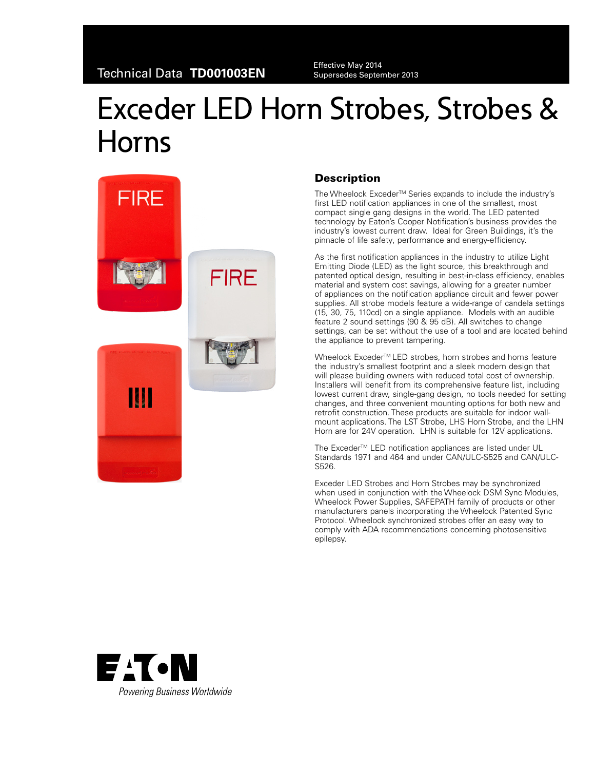Technical Data **TD001003EN**

Effective May 2014
Supersedes September 2013

# Exceder LED Horn Strobes, Strobes & Horns

## Description

The Wheelock Exceder™ Series expands to include the industry's first LED notification appliances in one of the smallest, most compact single gang designs in the world. The LED patented technology by Eaton's Cooper Notification's business provides the industry's lowest current draw. Ideal for Green Buildings, it's the pinnacle of life safety, performance and energy-efficiency.

As the first notification appliances in the industry to utilize Light Emitting Diode (LED) as the light source, this breakthrough and patented optical design, resulting in best-in-class efficiency, enables material and system cost savings, allowing for a greater number of appliances on the notification appliance circuit and fewer power supplies. All strobe models feature a wide-range of candela settings (15, 30, 75, 110cd) on a single appliance. Models with an audible feature 2 sound settings (90 & 95 dB). All switches to change settings, can be set without the use of a tool and are located behind the appliance to prevent tampering.

Wheelock Exceder™ LED strobes, horn strobes and horns feature the industry's smallest footprint and a sleek modern design that will please building owners with reduced total cost of ownership. Installers will benefit from its comprehensive feature list, including lowest current draw, single-gang design, no tools needed for setting changes, and three convenient mounting options for both new and retrofit construction. These products are suitable for indoor wall-mount applications. The LST Strobe, LHS Horn Strobe, and the LHN Horn are for 24V operation. LHN is suitable for 12V applications.

The Exceder™ LED notification appliances are listed under UL Standards 1971 and 464 and under CAN/ULC-S525 and CAN/ULC-S526.

Exceder LED Strobes and Horn Strobes may be synchronized when used in conjunction with the Wheelock DSM Sync Modules, Wheelock Power Supplies, SAFEPATH family of products or other manufacturers panels incorporating the Wheelock Patented Sync Protocol. Wheelock synchronized strobes offer an easy way to comply with ADA recommendations concerning photosensitive epilepsy.

EATON
*Powering Business Worldwide*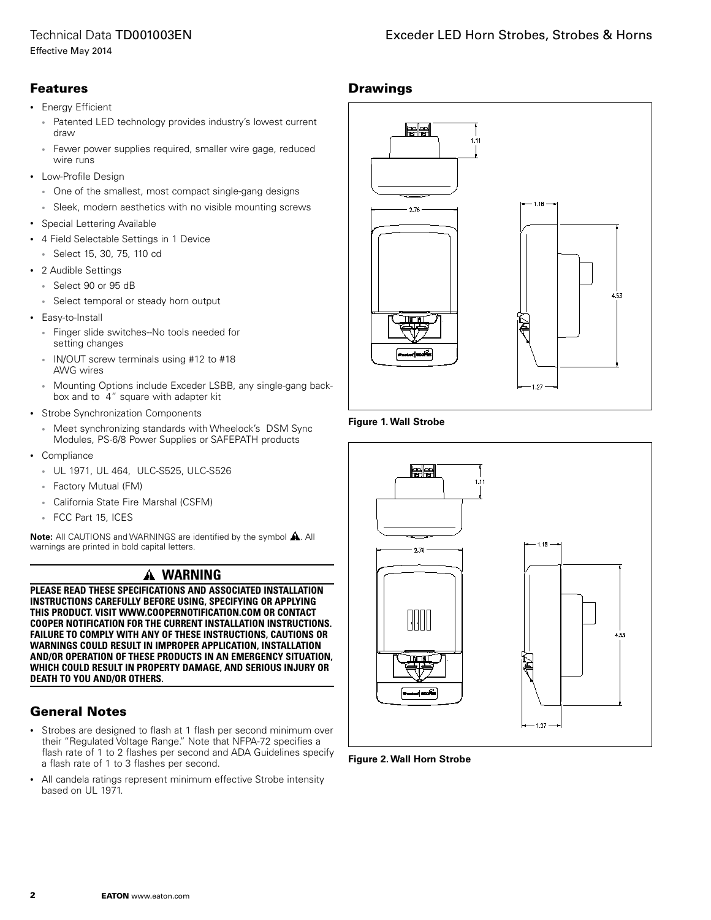## Features

- Energy Efficient
  - Patented LED technology provides industry's lowest current draw
  - Fewer power supplies required, smaller wire gage, reduced wire runs
- Low-Profile Design
  - One of the smallest, most compact single-gang designs
  - Sleek, modern aesthetics with no visible mounting screws
- Special Lettering Available
- 4 Field Selectable Settings in 1 Device
  - Select 15, 30, 75, 110 cd
- 2 Audible Settings
  - Select 90 or 95 dB
  - Select temporal or steady horn output
- Easy-to-Install
  - Finger slide switches--No tools needed for setting changes
  - IN/OUT screw terminals using #12 to #18 AWG wires
  - Mounting Options include Exceder LSBB, any single-gang back-box and to 4" square with adapter kit
- Strobe Synchronization Components
  - Meet synchronizing standards with Wheelock's DSM Sync Modules, PS-6/8 Power Supplies or SAFEPATH products
- Compliance
  - UL 1971, UL 464, ULC-S525, ULC-S526
  - Factory Mutual (FM)
  - California State Fire Marshal (CSFM)
  - FCC Part 15, ICES

**Note:** All CAUTIONS and WARNINGS are identified by the symbol ⚠. All warnings are printed in bold capital letters.

### ⚠ WARNING

**PLEASE READ THESE SPECIFICATIONS AND ASSOCIATED INSTALLATION INSTRUCTIONS CAREFULLY BEFORE USING, SPECIFYING OR APPLYING THIS PRODUCT. VISIT WWW.COOPERNOTIFICATION.COM OR CONTACT COOPER NOTIFICATION FOR THE CURRENT INSTALLATION INSTRUCTIONS. FAILURE TO COMPLY WITH ANY OF THESE INSTRUCTIONS, CAUTIONS OR WARNINGS COULD RESULT IN IMPROPER APPLICATION, INSTALLATION AND/OR OPERATION OF THESE PRODUCTS IN AN EMERGENCY SITUATION, WHICH COULD RESULT IN PROPERTY DAMAGE, AND SERIOUS INJURY OR DEATH TO YOU AND/OR OTHERS.**

## General Notes

- Strobes are designed to flash at 1 flash per second minimum over their "Regulated Voltage Range." Note that NFPA-72 specifies a flash rate of 1 to 2 flashes per second and ADA Guidelines specify a flash rate of 1 to 3 flashes per second.
- All candela ratings represent minimum effective Strobe intensity based on UL 1971.

## Drawings

1.11

2.76

1.18

4.53

1.27

**Figure 1. Wall Strobe**

1.11

2.76

1.18

4.53

1.27

**Figure 2. Wall Horn Strobe**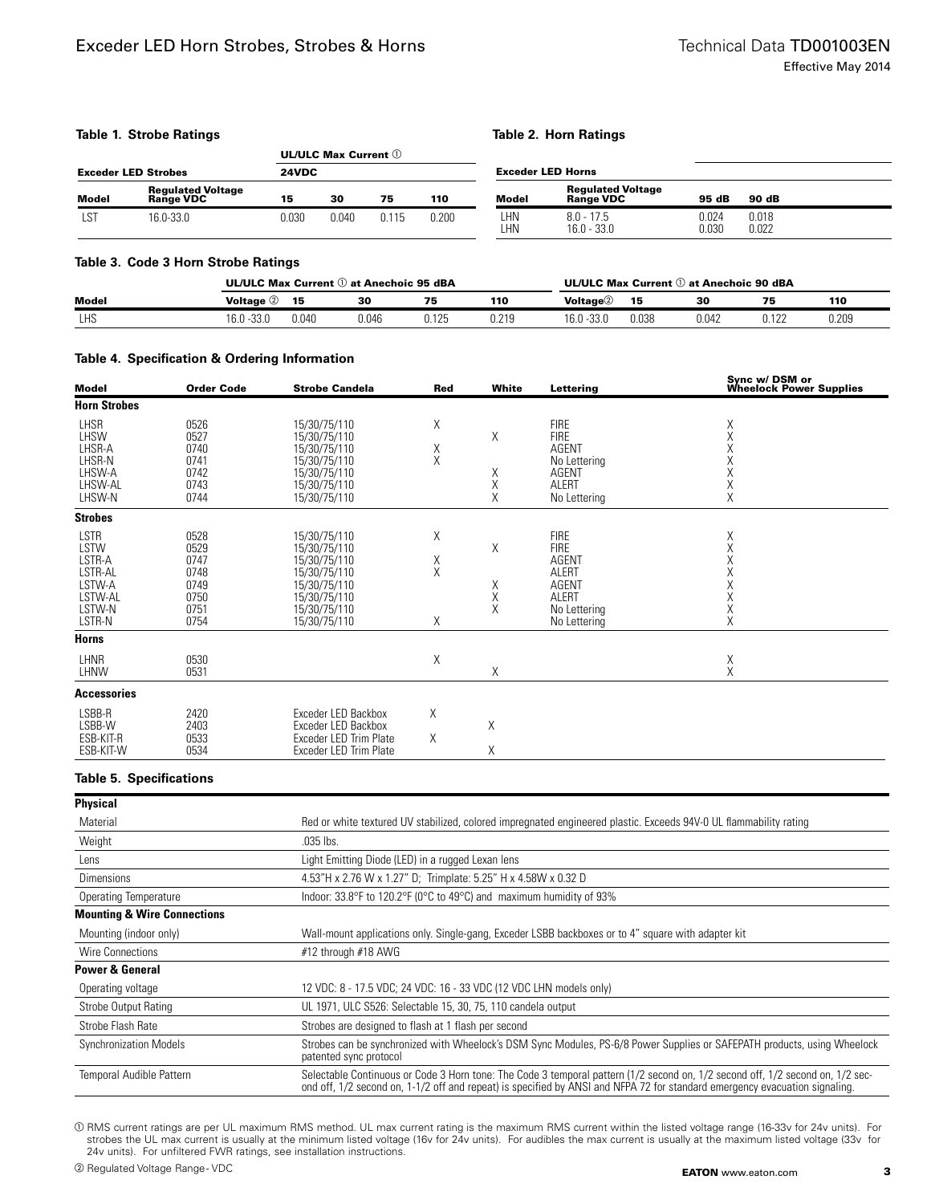**Table 1. Strobe Ratings**

| Exceder LED Strobes | | UL/ULC Max Current ① 24VDC | | | |
|---|---|---|---|---|---|
| Model | Regulated Voltage Range VDC | 15 | 30 | 75 | 110 |
| LST | 16.0-33.0 | 0.030 | 0.040 | 0.115 | 0.200 |

**Table 2. Horn Ratings**

| Exceder LED Horns | | | |
|---|---|---|---|
| Model | Regulated Voltage Range VDC | 95 dB | 90 dB |
| LHN | 8.0 - 17.5 | 0.024 | 0.018 |
| LHN | 16.0 - 33.0 | 0.030 | 0.022 |

**Table 3. Code 3 Horn Strobe Ratings**

| | UL/ULC Max Current ① at Anechoic 95 dBA | | | | | UL/ULC Max Current ① at Anechoic 90 dBA | | | | |
|---|---|---|---|---|---|---|---|---|---|---|
| Model | Voltage ② | 15 | 30 | 75 | 110 | Voltage② | 15 | 30 | 75 | 110 |
| LHS | 16.0 -33.0 | 0.040 | 0.046 | 0.125 | 0.219 | 16.0 -33.0 | 0.038 | 0.042 | 0.122 | 0.209 |

**Table 4. Specification & Ordering Information**

| Model | Order Code | Strobe Candela | Red | White | Lettering | Sync w/ DSM or Wheelock Power Supplies |
|---|---|---|---|---|---|---|
| **Horn Strobes** | | | | | | |
| LHSR | 0526 | 15/30/75/110 | X | | FIRE | X |
| LHSW | 0527 | 15/30/75/110 | | X | FIRE | X |
| LHSR-A | 0740 | 15/30/75/110 | X | | AGENT | X |
| LHSR-N | 0741 | 15/30/75/110 | X | | No Lettering | X |
| LHSW-A | 0742 | 15/30/75/110 | | X | AGENT | X |
| LHSW-AL | 0743 | 15/30/75/110 | | X | ALERT | X |
| LHSW-N | 0744 | 15/30/75/110 | | X | No Lettering | X |
| **Strobes** | | | | | | |
| LSTR | 0528 | 15/30/75/110 | X | | FIRE | X |
| LSTW | 0529 | 15/30/75/110 | | X | FIRE | X |
| LSTR-A | 0747 | 15/30/75/110 | X | | AGENT | X |
| LSTR-AL | 0748 | 15/30/75/110 | X | | ALERT | X |
| LSTW-A | 0749 | 15/30/75/110 | | X | AGENT | X |
| LSTW-AL | 0750 | 15/30/75/110 | | X | ALERT | X |
| LSTW-N | 0751 | 15/30/75/110 | | X | No Lettering | X |
| LSTR-N | 0754 | 15/30/75/110 | X | | No Lettering | X |
| **Horns** | | | | | | |
| LHNR | 0530 | | X | | | X |
| LHNW | 0531 | | | X | | X |
| **Accessories** | | | | | | |
| LSBB-R | 2420 | Exceder LED Backbox | X | | | |
| LSBB-W | 2403 | Exceder LED Backbox | | X | | |
| ESB-KIT-R | 0533 | Exceder LED Trim Plate | X | | | |
| ESB-KIT-W | 0534 | Exceder LED Trim Plate | | X | | |

**Table 5. Specifications**

| **Physical** | |
|---|---|
| Material | Red or white textured UV stabilized, colored impregnated engineered plastic. Exceeds 94V-0 UL flammability rating |
| Weight | .035 lbs. |
| Lens | Light Emitting Diode (LED) in a rugged Lexan lens |
| Dimensions | 4.53"H x 2.76 W x 1.27" D; Trimplate: 5.25" H x 4.58W x 0.32 D |
| Operating Temperature | Indoor: 33.8°F to 120.2°F (0°C to 49°C) and maximum humidity of 93% |
| **Mounting & Wire Connections** | |
| Mounting (indoor only) | Wall-mount applications only. Single-gang, Exceder LSBB backboxes or to 4" square with adapter kit |
| Wire Connections | #12 through #18 AWG |
| **Power & General** | |
| Operating voltage | 12 VDC: 8 - 17.5 VDC; 24 VDC: 16 - 33 VDC (12 VDC LHN models only) |
| Strobe Output Rating | UL 1971, ULC S526: Selectable 15, 30, 75, 110 candela output |
| Strobe Flash Rate | Strobes are designed to flash at 1 flash per second |
| Synchronization Models | Strobes can be synchronized with Wheelock's DSM Sync Modules, PS-6/8 Power Supplies or SAFEPATH products, using Wheelock patented sync protocol |
| Temporal Audible Pattern | Selectable Continuous or Code 3 Horn tone: The Code 3 temporal pattern (1/2 second on, 1/2 second off, 1/2 second on, 1/2 second off, 1/2 second on, 1-1/2 off and repeat) is specified by ANSI and NFPA 72 for standard emergency evacuation signaling. |

① RMS current ratings are per UL maximum RMS method. UL max current rating is the maximum RMS current within the listed voltage range (16-33v for 24v units). For strobes the UL max current is usually at the minimum listed voltage (16v for 24v units). For audibles the max current is usually at the maximum listed voltage (33v for 24v units). For unfiltered FWR ratings, see installation instructions.

② Regulated Voltage Range- VDC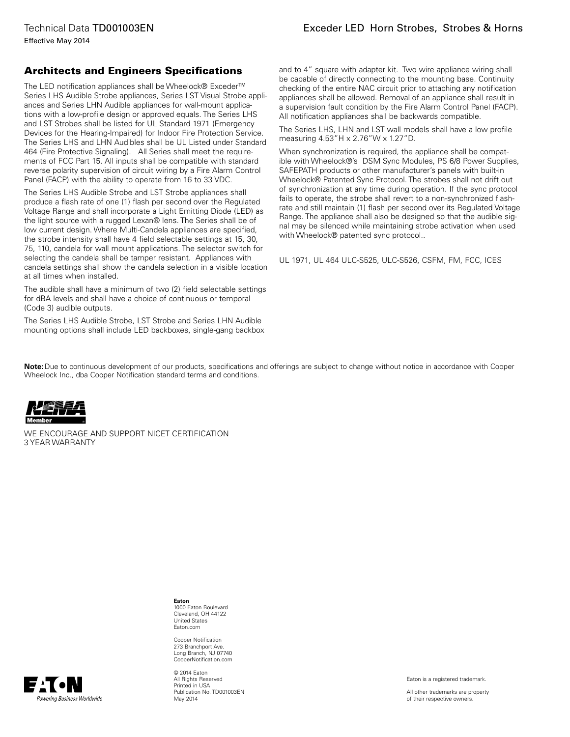## Architects and Engineers Specifications

The LED notification appliances shall be Wheelock® Exceder™ Series LHS Audible Strobe appliances, Series LST Visual Strobe appliances and Series LHN Audible appliances for wall-mount applications with a low-profile design or approved equals. The Series LHS and LST Strobes shall be listed for UL Standard 1971 (Emergency Devices for the Hearing-Impaired) for Indoor Fire Protection Service. The Series LHS and LHN Audibles shall be UL Listed under Standard 464 (Fire Protective Signaling). All Series shall meet the requirements of FCC Part 15. All inputs shall be compatible with standard reverse polarity supervision of circuit wiring by a Fire Alarm Control Panel (FACP) with the ability to operate from 16 to 33 VDC.

The Series LHS Audible Strobe and LST Strobe appliances shall produce a flash rate of one (1) flash per second over the Regulated Voltage Range and shall incorporate a Light Emitting Diode (LED) as the light source with a rugged Lexan® lens. The Series shall be of low current design. Where Multi-Candela appliances are specified, the strobe intensity shall have 4 field selectable settings at 15, 30, 75, 110, candela for wall mount applications. The selector switch for selecting the candela shall be tamper resistant. Appliances with candela settings shall show the candela selection in a visible location at all times when installed.

The audible shall have a minimum of two (2) field selectable settings for dBA levels and shall have a choice of continuous or temporal (Code 3) audible outputs.

The Series LHS Audible Strobe, LST Strobe and Series LHN Audible mounting options shall include LED backboxes, single-gang backbox and to 4" square with adapter kit. Two wire appliance wiring shall be capable of directly connecting to the mounting base. Continuity checking of the entire NAC circuit prior to attaching any notification appliances shall be allowed. Removal of an appliance shall result in a supervision fault condition by the Fire Alarm Control Panel (FACP). All notification appliances shall be backwards compatible.

The Series LHS, LHN and LST wall models shall have a low profile measuring 4.53"H x 2.76"W x 1.27"D.

When synchronization is required, the appliance shall be compatible with Wheelock®'s DSM Sync Modules, PS 6/8 Power Supplies, SAFEPATH products or other manufacturer's panels with built-in Wheelock® Patented Sync Protocol. The strobes shall not drift out of synchronization at any time during operation. If the sync protocol fails to operate, the strobe shall revert to a non-synchronized flash-rate and still maintain (1) flash per second over its Regulated Voltage Range. The appliance shall also be designed so that the audible signal may be silenced while maintaining strobe activation when used with Wheelock® patented sync protocol..

UL 1971, UL 464 ULC-S525, ULC-S526, CSFM, FM, FCC, ICES

**Note:** Due to continuous development of our products, specifications and offerings are subject to change without notice in accordance with Cooper Wheelock Inc., dba Cooper Notification standard terms and conditions.

NEMA Member

WE ENCOURAGE AND SUPPORT NICET CERTIFICATION
3 YEAR WARRANTY

**Eaton**
1000 Eaton Boulevard
Cleveland, OH 44122
United States
Eaton.com

Cooper Notification
273 Branchport Ave.
Long Branch, NJ 07740
CooperNotification.com

© 2014 Eaton
All Rights Reserved
Printed in USA
Publication No. TD001003EN
May 2014

EATON
Powering Business Worldwide

Eaton is a registered trademark.

All other trademarks are property of their respective owners.